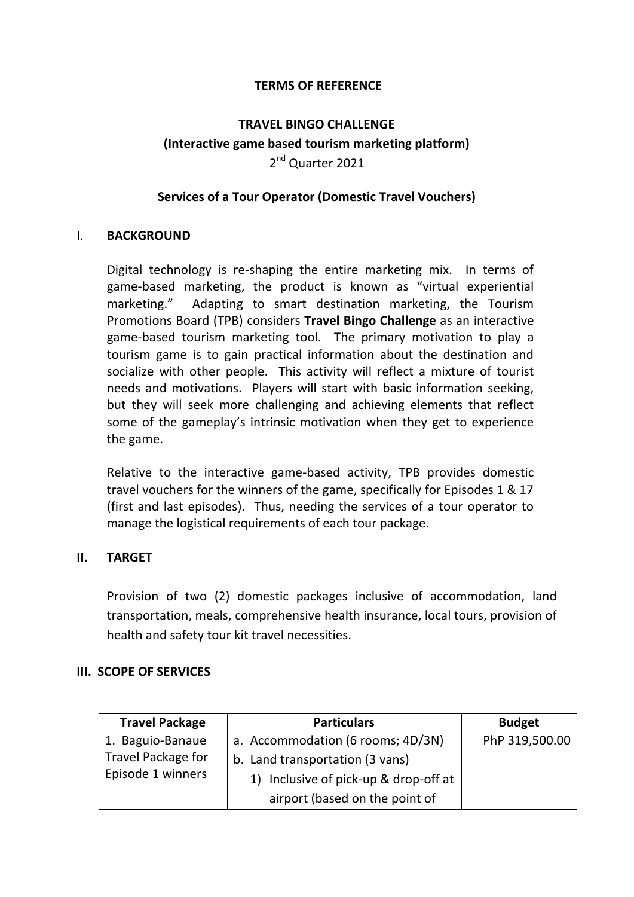**TERMS OF REFERENCE**

**TRAVEL BINGO CHALLENGE**

**(Interactive game based tourism marketing platform)**

2nd Quarter 2021

**Services of a Tour Operator (Domestic Travel Vouchers)**

## I. BACKGROUND

Digital technology is re-shaping the entire marketing mix. In terms of game-based marketing, the product is known as "virtual experiential marketing." Adapting to smart destination marketing, the Tourism Promotions Board (TPB) considers **Travel Bingo Challenge** as an interactive game-based tourism marketing tool. The primary motivation to play a tourism game is to gain practical information about the destination and socialize with other people. This activity will reflect a mixture of tourist needs and motivations. Players will start with basic information seeking, but they will seek more challenging and achieving elements that reflect some of the gameplay's intrinsic motivation when they get to experience the game.

Relative to the interactive game-based activity, TPB provides domestic travel vouchers for the winners of the game, specifically for Episodes 1 & 17 (first and last episodes). Thus, needing the services of a tour operator to manage the logistical requirements of each tour package.

## II. TARGET

Provision of two (2) domestic packages inclusive of accommodation, land transportation, meals, comprehensive health insurance, local tours, provision of health and safety tour kit travel necessities.

## III. SCOPE OF SERVICES

| Travel Package | Particulars | Budget |
|---|---|---|
| 1. Baguio-Banaue Travel Package for Episode 1 winners | a. Accommodation (6 rooms; 4D/3N)<br>b. Land transportation (3 vans)<br>1) Inclusive of pick-up & drop-off at airport (based on the point of | PhP 319,500.00 |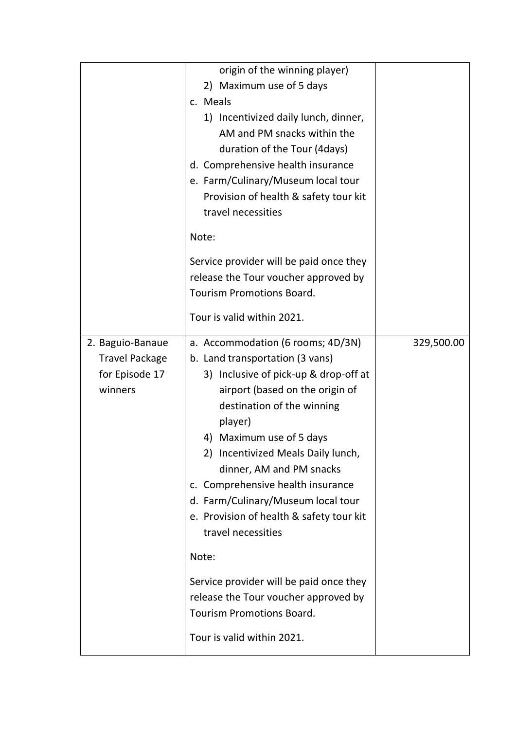| | | |
|---|---|---|
| | origin of the winning player)<br>2) Maximum use of 5 days<br>c. Meals<br>1) Incentivized daily lunch, dinner, AM and PM snacks within the duration of the Tour (4days)<br>d. Comprehensive health insurance<br>e. Farm/Culinary/Museum local tour Provision of health & safety tour kit travel necessities<br><br>Note:<br><br>Service provider will be paid once they release the Tour voucher approved by Tourism Promotions Board.<br><br>Tour is valid within 2021. | |
| 2. Baguio-Banaue Travel Package for Episode 17 winners | a. Accommodation (6 rooms; 4D/3N)<br>b. Land transportation (3 vans)<br>3) Inclusive of pick-up & drop-off at airport (based on the origin of destination of the winning player)<br>4) Maximum use of 5 days<br>2) Incentivized Meals Daily lunch, dinner, AM and PM snacks<br>c. Comprehensive health insurance<br>d. Farm/Culinary/Museum local tour<br>e. Provision of health & safety tour kit travel necessities<br><br>Note:<br><br>Service provider will be paid once they release the Tour voucher approved by Tourism Promotions Board.<br><br>Tour is valid within 2021. | 329,500.00 |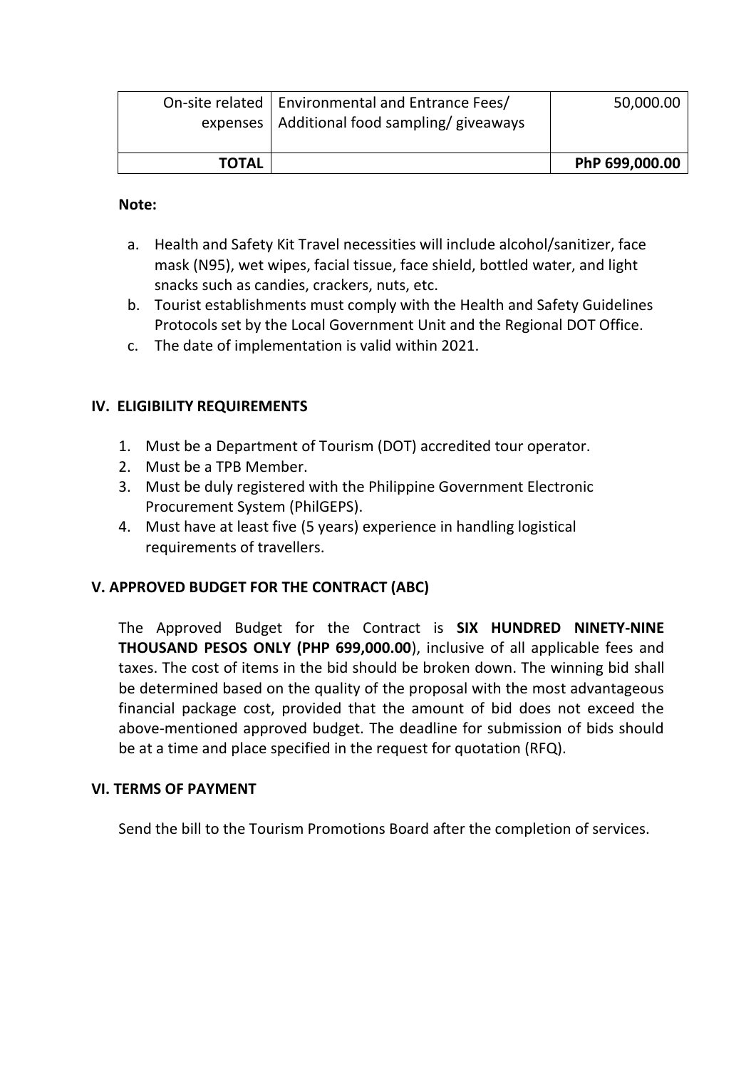| | | |
|---|---|---|
| On-site related expenses | Environmental and Entrance Fees/ Additional food sampling/ giveaways | 50,000.00 |
| **TOTAL** | | **PhP 699,000.00** |

**Note:**

a. Health and Safety Kit Travel necessities will include alcohol/sanitizer, face mask (N95), wet wipes, facial tissue, face shield, bottled water, and light snacks such as candies, crackers, nuts, etc.
b. Tourist establishments must comply with the Health and Safety Guidelines Protocols set by the Local Government Unit and the Regional DOT Office.
c. The date of implementation is valid within 2021.

## IV. ELIGIBILITY REQUIREMENTS

1. Must be a Department of Tourism (DOT) accredited tour operator.
2. Must be a TPB Member.
3. Must be duly registered with the Philippine Government Electronic Procurement System (PhilGEPS).
4. Must have at least five (5 years) experience in handling logistical requirements of travellers.

## V. APPROVED BUDGET FOR THE CONTRACT (ABC)

The Approved Budget for the Contract is **SIX HUNDRED NINETY-NINE THOUSAND PESOS ONLY (PHP 699,000.00**), inclusive of all applicable fees and taxes. The cost of items in the bid should be broken down. The winning bid shall be determined based on the quality of the proposal with the most advantageous financial package cost, provided that the amount of bid does not exceed the above-mentioned approved budget. The deadline for submission of bids should be at a time and place specified in the request for quotation (RFQ).

## VI. TERMS OF PAYMENT

Send the bill to the Tourism Promotions Board after the completion of services.